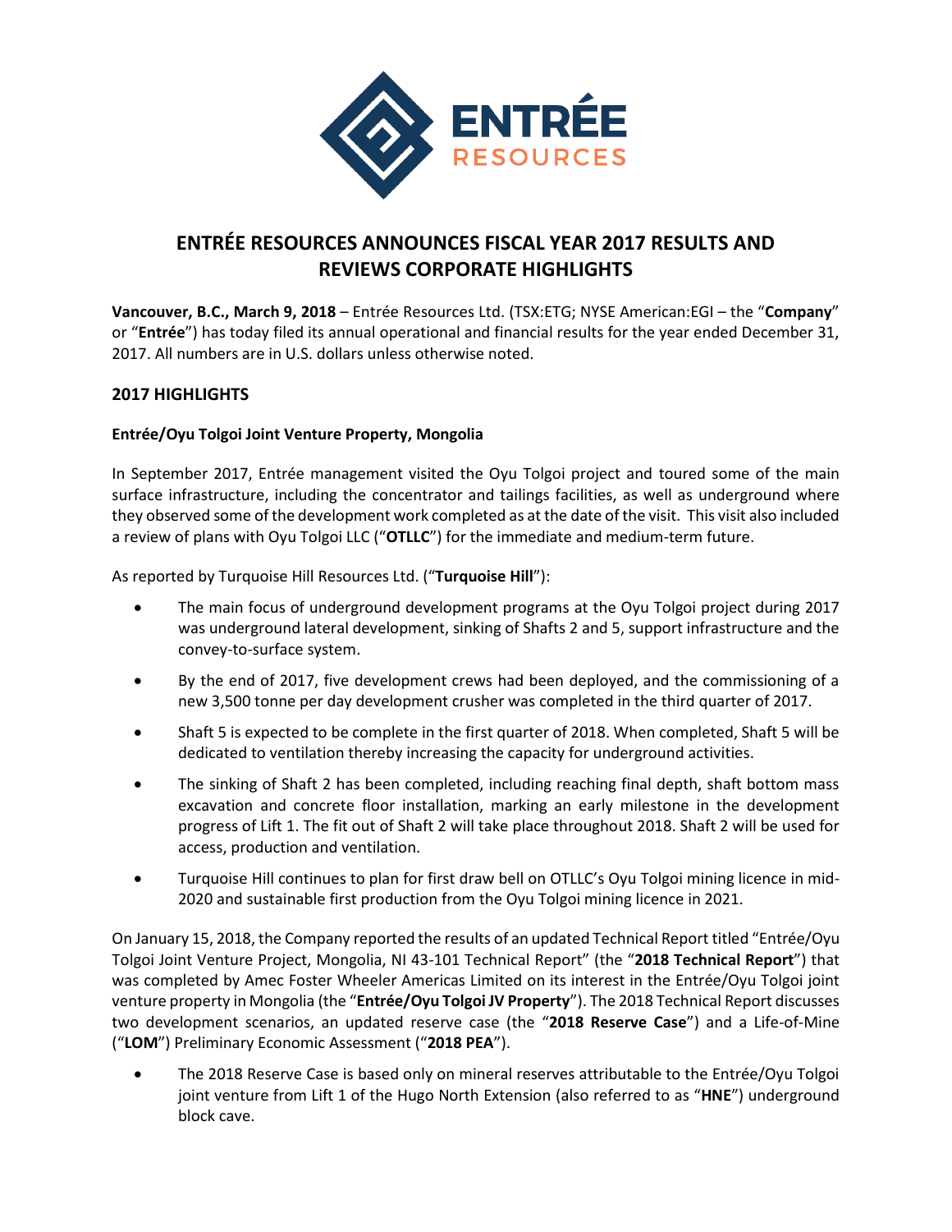# ENTRÉE RESOURCES ANNOUNCES FISCAL YEAR 2017 RESULTS AND REVIEWS CORPORATE HIGHLIGHTS

**Vancouver, B.C., March 9, 2018** – Entrée Resources Ltd. (TSX:ETG; NYSE American:EGI – the "**Company**" or "**Entrée**") has today filed its annual operational and financial results for the year ended December 31, 2017. All numbers are in U.S. dollars unless otherwise noted.

## 2017 HIGHLIGHTS

### Entrée/Oyu Tolgoi Joint Venture Property, Mongolia

In September 2017, Entrée management visited the Oyu Tolgoi project and toured some of the main surface infrastructure, including the concentrator and tailings facilities, as well as underground where they observed some of the development work completed as at the date of the visit. This visit also included a review of plans with Oyu Tolgoi LLC ("**OTLLC**") for the immediate and medium-term future.

As reported by Turquoise Hill Resources Ltd. ("**Turquoise Hill**"):

- The main focus of underground development programs at the Oyu Tolgoi project during 2017 was underground lateral development, sinking of Shafts 2 and 5, support infrastructure and the convey-to-surface system.
- By the end of 2017, five development crews had been deployed, and the commissioning of a new 3,500 tonne per day development crusher was completed in the third quarter of 2017.
- Shaft 5 is expected to be complete in the first quarter of 2018. When completed, Shaft 5 will be dedicated to ventilation thereby increasing the capacity for underground activities.
- The sinking of Shaft 2 has been completed, including reaching final depth, shaft bottom mass excavation and concrete floor installation, marking an early milestone in the development progress of Lift 1. The fit out of Shaft 2 will take place throughout 2018. Shaft 2 will be used for access, production and ventilation.
- Turquoise Hill continues to plan for first draw bell on OTLLC's Oyu Tolgoi mining licence in mid-2020 and sustainable first production from the Oyu Tolgoi mining licence in 2021.

On January 15, 2018, the Company reported the results of an updated Technical Report titled "Entrée/Oyu Tolgoi Joint Venture Project, Mongolia, NI 43-101 Technical Report" (the "**2018 Technical Report**") that was completed by Amec Foster Wheeler Americas Limited on its interest in the Entrée/Oyu Tolgoi joint venture property in Mongolia (the "**Entrée/Oyu Tolgoi JV Property**"). The 2018 Technical Report discusses two development scenarios, an updated reserve case (the "**2018 Reserve Case**") and a Life-of-Mine ("**LOM**") Preliminary Economic Assessment ("**2018 PEA**").

- The 2018 Reserve Case is based only on mineral reserves attributable to the Entrée/Oyu Tolgoi joint venture from Lift 1 of the Hugo North Extension (also referred to as "**HNE**") underground block cave.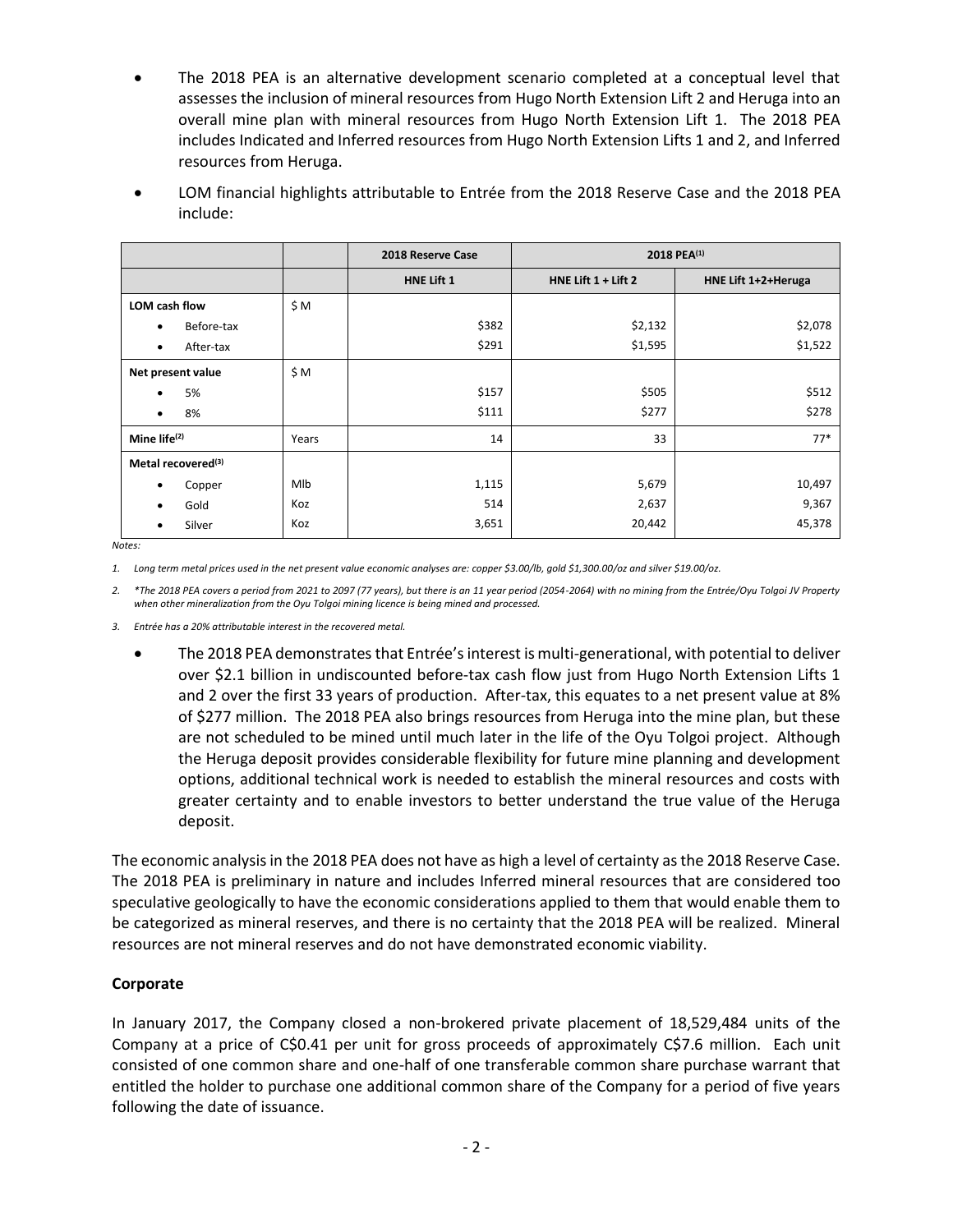- The 2018 PEA is an alternative development scenario completed at a conceptual level that assesses the inclusion of mineral resources from Hugo North Extension Lift 2 and Heruga into an overall mine plan with mineral resources from Hugo North Extension Lift 1. The 2018 PEA includes Indicated and Inferred resources from Hugo North Extension Lifts 1 and 2, and Inferred resources from Heruga.
- LOM financial highlights attributable to Entrée from the 2018 Reserve Case and the 2018 PEA include:

| | | 2018 Reserve Case | 2018 PEA[1] | |
|---|---|---|---|---|
| | | HNE Lift 1 | HNE Lift 1 + Lift 2 | HNE Lift 1+2+Heruga |
| **LOM cash flow** | $ M | | | |
| • Before-tax | | $382 | $2,132 | $2,078 |
| • After-tax | | $291 | $1,595 | $1,522 |
| **Net present value** | $ M | | | |
| • 5% | | $157 | $505 | $512 |
| • 8% | | $111 | $277 | $278 |
| **Mine life[2]** | Years | 14 | 33 | 77* |
| **Metal recovered[3]** | | | | |
| • Copper | Mlb | 1,115 | 5,679 | 10,497 |
| • Gold | Koz | 514 | 2,637 | 9,367 |
| • Silver | Koz | 3,651 | 20,442 | 45,378 |

*Notes:*

1. *Long term metal prices used in the net present value economic analyses are: copper $3.00/lb, gold $1,300.00/oz and silver $19.00/oz.*
2. *\*The 2018 PEA covers a period from 2021 to 2097 (77 years), but there is an 11 year period (2054-2064) with no mining from the Entrée/Oyu Tolgoi JV Property when other mineralization from the Oyu Tolgoi mining licence is being mined and processed.*
3. *Entrée has a 20% attributable interest in the recovered metal.*

- The 2018 PEA demonstrates that Entrée's interest is multi-generational, with potential to deliver over $2.1 billion in undiscounted before-tax cash flow just from Hugo North Extension Lifts 1 and 2 over the first 33 years of production. After-tax, this equates to a net present value at 8% of $277 million. The 2018 PEA also brings resources from Heruga into the mine plan, but these are not scheduled to be mined until much later in the life of the Oyu Tolgoi project. Although the Heruga deposit provides considerable flexibility for future mine planning and development options, additional technical work is needed to establish the mineral resources and costs with greater certainty and to enable investors to better understand the true value of the Heruga deposit.

The economic analysis in the 2018 PEA does not have as high a level of certainty as the 2018 Reserve Case. The 2018 PEA is preliminary in nature and includes Inferred mineral resources that are considered too speculative geologically to have the economic considerations applied to them that would enable them to be categorized as mineral reserves, and there is no certainty that the 2018 PEA will be realized. Mineral resources are not mineral reserves and do not have demonstrated economic viability.

**Corporate**

In January 2017, the Company closed a non-brokered private placement of 18,529,484 units of the Company at a price of C$0.41 per unit for gross proceeds of approximately C$7.6 million. Each unit consisted of one common share and one-half of one transferable common share purchase warrant that entitled the holder to purchase one additional common share of the Company for a period of five years following the date of issuance.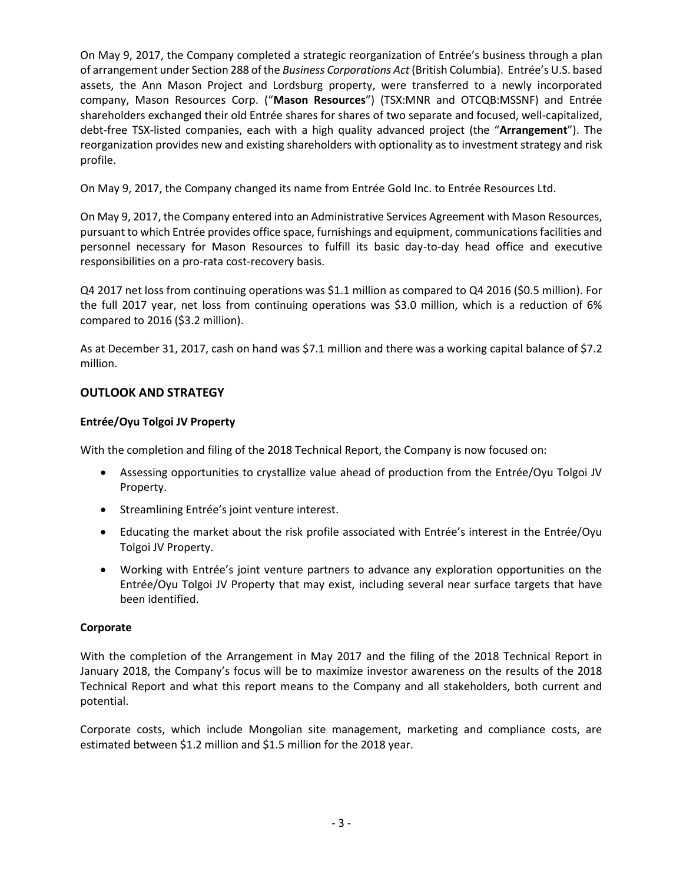On May 9, 2017, the Company completed a strategic reorganization of Entrée's business through a plan of arrangement under Section 288 of the *Business Corporations Act* (British Columbia). Entrée's U.S. based assets, the Ann Mason Project and Lordsburg property, were transferred to a newly incorporated company, Mason Resources Corp. ("**Mason Resources**") (TSX:MNR and OTCQB:MSSNF) and Entrée shareholders exchanged their old Entrée shares for shares of two separate and focused, well-capitalized, debt-free TSX-listed companies, each with a high quality advanced project (the "**Arrangement**"). The reorganization provides new and existing shareholders with optionality as to investment strategy and risk profile.

On May 9, 2017, the Company changed its name from Entrée Gold Inc. to Entrée Resources Ltd.

On May 9, 2017, the Company entered into an Administrative Services Agreement with Mason Resources, pursuant to which Entrée provides office space, furnishings and equipment, communications facilities and personnel necessary for Mason Resources to fulfill its basic day-to-day head office and executive responsibilities on a pro-rata cost-recovery basis.

Q4 2017 net loss from continuing operations was $1.1 million as compared to Q4 2016 ($0.5 million). For the full 2017 year, net loss from continuing operations was $3.0 million, which is a reduction of 6% compared to 2016 ($3.2 million).

As at December 31, 2017, cash on hand was $7.1 million and there was a working capital balance of $7.2 million.

## OUTLOOK AND STRATEGY

### Entrée/Oyu Tolgoi JV Property

With the completion and filing of the 2018 Technical Report, the Company is now focused on:

- Assessing opportunities to crystallize value ahead of production from the Entrée/Oyu Tolgoi JV Property.
- Streamlining Entrée's joint venture interest.
- Educating the market about the risk profile associated with Entrée's interest in the Entrée/Oyu Tolgoi JV Property.
- Working with Entrée's joint venture partners to advance any exploration opportunities on the Entrée/Oyu Tolgoi JV Property that may exist, including several near surface targets that have been identified.

### Corporate

With the completion of the Arrangement in May 2017 and the filing of the 2018 Technical Report in January 2018, the Company's focus will be to maximize investor awareness on the results of the 2018 Technical Report and what this report means to the Company and all stakeholders, both current and potential.

Corporate costs, which include Mongolian site management, marketing and compliance costs, are estimated between $1.2 million and $1.5 million for the 2018 year.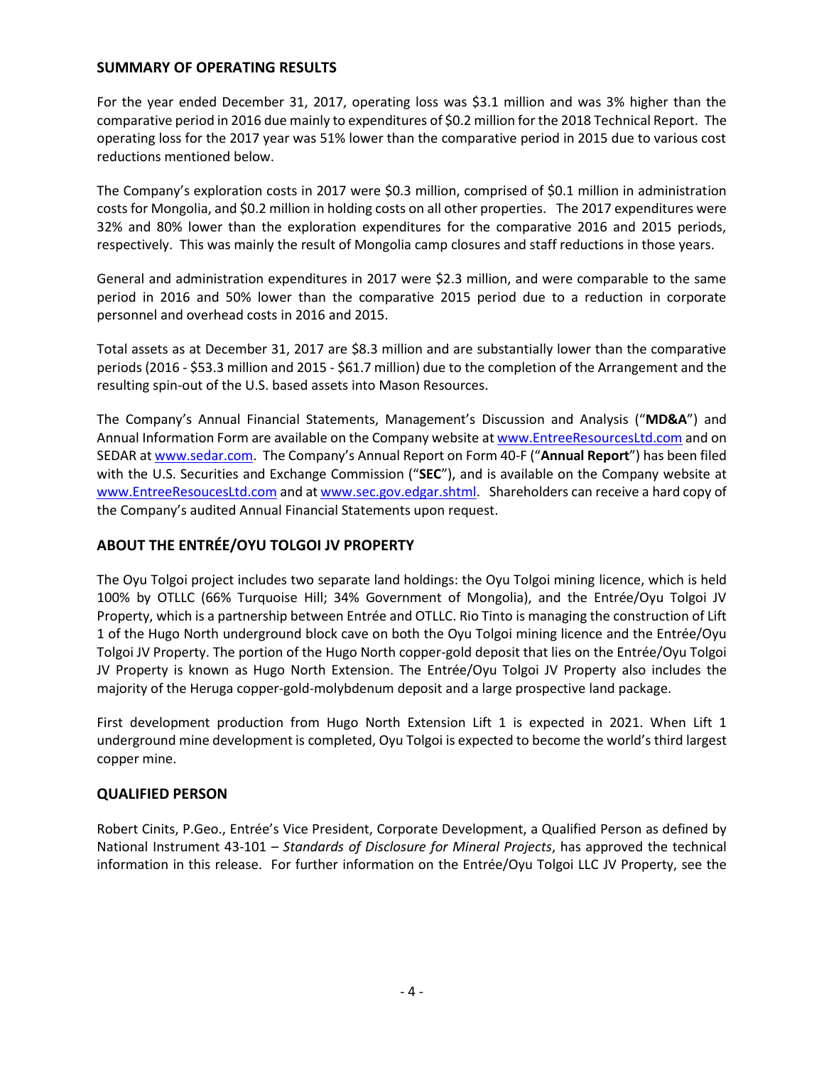## SUMMARY OF OPERATING RESULTS

For the year ended December 31, 2017, operating loss was $3.1 million and was 3% higher than the comparative period in 2016 due mainly to expenditures of $0.2 million for the 2018 Technical Report. The operating loss for the 2017 year was 51% lower than the comparative period in 2015 due to various cost reductions mentioned below.

The Company's exploration costs in 2017 were $0.3 million, comprised of $0.1 million in administration costs for Mongolia, and $0.2 million in holding costs on all other properties. The 2017 expenditures were 32% and 80% lower than the exploration expenditures for the comparative 2016 and 2015 periods, respectively. This was mainly the result of Mongolia camp closures and staff reductions in those years.

General and administration expenditures in 2017 were $2.3 million, and were comparable to the same period in 2016 and 50% lower than the comparative 2015 period due to a reduction in corporate personnel and overhead costs in 2016 and 2015.

Total assets as at December 31, 2017 are $8.3 million and are substantially lower than the comparative periods (2016 - $53.3 million and 2015 - $61.7 million) due to the completion of the Arrangement and the resulting spin-out of the U.S. based assets into Mason Resources.

The Company's Annual Financial Statements, Management's Discussion and Analysis ("**MD&A**") and Annual Information Form are available on the Company website at www.EntreeResourcesLtd.com and on SEDAR at www.sedar.com. The Company's Annual Report on Form 40-F ("**Annual Report**") has been filed with the U.S. Securities and Exchange Commission ("**SEC**"), and is available on the Company website at www.EntreeResoucesLtd.com and at www.sec.gov.edgar.shtml. Shareholders can receive a hard copy of the Company's audited Annual Financial Statements upon request.

## ABOUT THE ENTRÉE/OYU TOLGOI JV PROPERTY

The Oyu Tolgoi project includes two separate land holdings: the Oyu Tolgoi mining licence, which is held 100% by OTLLC (66% Turquoise Hill; 34% Government of Mongolia), and the Entrée/Oyu Tolgoi JV Property, which is a partnership between Entrée and OTLLC. Rio Tinto is managing the construction of Lift 1 of the Hugo North underground block cave on both the Oyu Tolgoi mining licence and the Entrée/Oyu Tolgoi JV Property. The portion of the Hugo North copper-gold deposit that lies on the Entrée/Oyu Tolgoi JV Property is known as Hugo North Extension. The Entrée/Oyu Tolgoi JV Property also includes the majority of the Heruga copper-gold-molybdenum deposit and a large prospective land package.

First development production from Hugo North Extension Lift 1 is expected in 2021. When Lift 1 underground mine development is completed, Oyu Tolgoi is expected to become the world's third largest copper mine.

## QUALIFIED PERSON

Robert Cinits, P.Geo., Entrée's Vice President, Corporate Development, a Qualified Person as defined by National Instrument 43-101 – *Standards of Disclosure for Mineral Projects*, has approved the technical information in this release. For further information on the Entrée/Oyu Tolgoi LLC JV Property, see the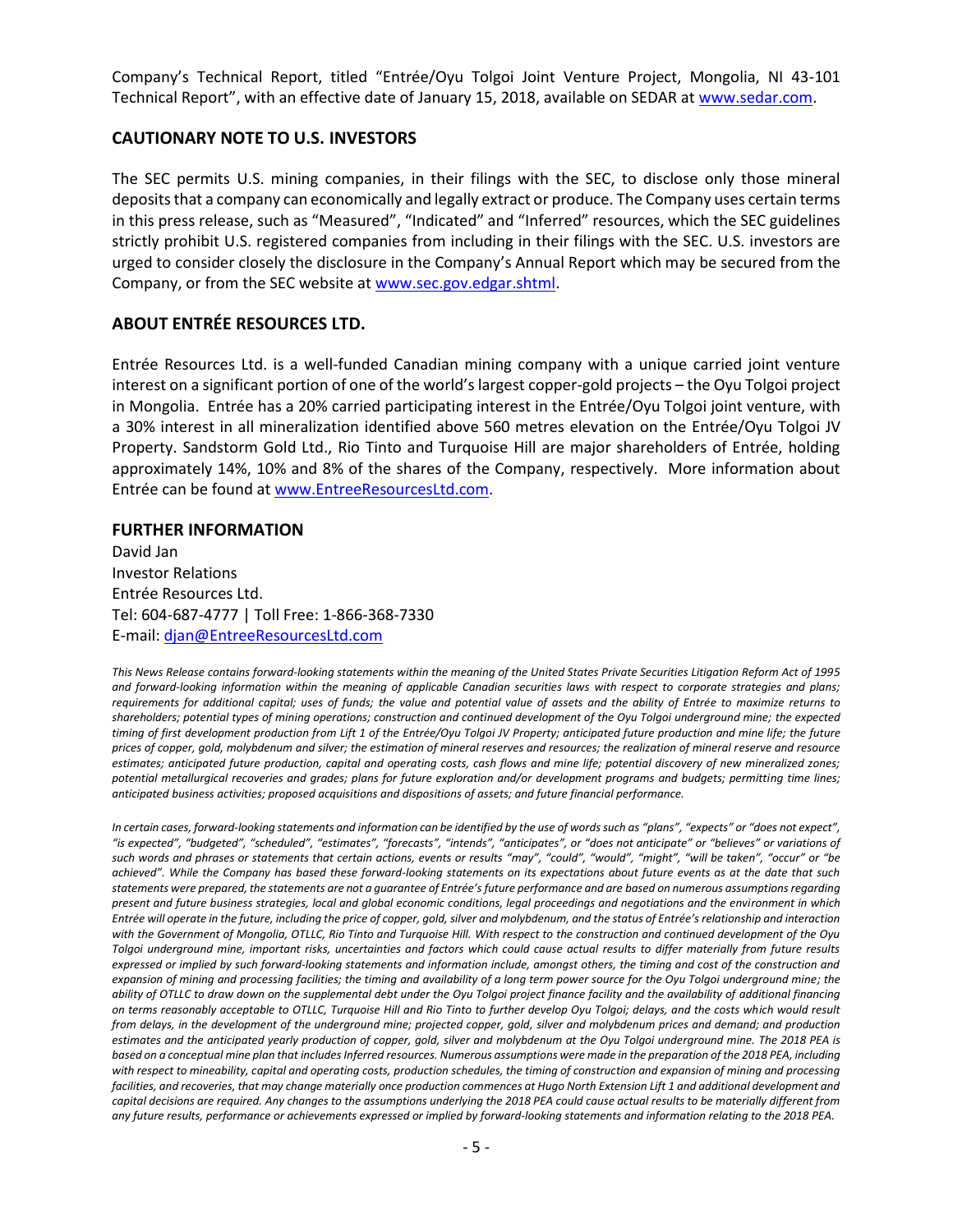Company's Technical Report, titled "Entrée/Oyu Tolgoi Joint Venture Project, Mongolia, NI 43-101 Technical Report", with an effective date of January 15, 2018, available on SEDAR at www.sedar.com.

## CAUTIONARY NOTE TO U.S. INVESTORS

The SEC permits U.S. mining companies, in their filings with the SEC, to disclose only those mineral deposits that a company can economically and legally extract or produce. The Company uses certain terms in this press release, such as "Measured", "Indicated" and "Inferred" resources, which the SEC guidelines strictly prohibit U.S. registered companies from including in their filings with the SEC. U.S. investors are urged to consider closely the disclosure in the Company's Annual Report which may be secured from the Company, or from the SEC website at www.sec.gov.edgar.shtml.

## ABOUT ENTRÉE RESOURCES LTD.

Entrée Resources Ltd. is a well-funded Canadian mining company with a unique carried joint venture interest on a significant portion of one of the world's largest copper-gold projects – the Oyu Tolgoi project in Mongolia. Entrée has a 20% carried participating interest in the Entrée/Oyu Tolgoi joint venture, with a 30% interest in all mineralization identified above 560 metres elevation on the Entrée/Oyu Tolgoi JV Property. Sandstorm Gold Ltd., Rio Tinto and Turquoise Hill are major shareholders of Entrée, holding approximately 14%, 10% and 8% of the shares of the Company, respectively. More information about Entrée can be found at www.EntreeResourcesLtd.com.

## FURTHER INFORMATION

David Jan  
Investor Relations  
Entrée Resources Ltd.  
Tel: 604-687-4777 | Toll Free: 1-866-368-7330  
E-mail: djan@EntreeResourcesLtd.com

*This News Release contains forward-looking statements within the meaning of the United States Private Securities Litigation Reform Act of 1995 and forward-looking information within the meaning of applicable Canadian securities laws with respect to corporate strategies and plans; requirements for additional capital; uses of funds; the value and potential value of assets and the ability of Entrée to maximize returns to shareholders; potential types of mining operations; construction and continued development of the Oyu Tolgoi underground mine; the expected timing of first development production from Lift 1 of the Entrée/Oyu Tolgoi JV Property; anticipated future production and mine life; the future prices of copper, gold, molybdenum and silver; the estimation of mineral reserves and resources; the realization of mineral reserve and resource estimates; anticipated future production, capital and operating costs, cash flows and mine life; potential discovery of new mineralized zones; potential metallurgical recoveries and grades; plans for future exploration and/or development programs and budgets; permitting time lines; anticipated business activities; proposed acquisitions and dispositions of assets; and future financial performance.*

*In certain cases, forward-looking statements and information can be identified by the use of words such as "plans", "expects" or "does not expect", "is expected", "budgeted", "scheduled", "estimates", "forecasts", "intends", "anticipates", or "does not anticipate" or "believes" or variations of such words and phrases or statements that certain actions, events or results "may", "could", "would", "might", "will be taken", "occur" or "be achieved". While the Company has based these forward-looking statements on its expectations about future events as at the date that such statements were prepared, the statements are not a guarantee of Entrée's future performance and are based on numerous assumptions regarding present and future business strategies, local and global economic conditions, legal proceedings and negotiations and the environment in which Entrée will operate in the future, including the price of copper, gold, silver and molybdenum, and the status of Entrée's relationship and interaction with the Government of Mongolia, OTLLC, Rio Tinto and Turquoise Hill. With respect to the construction and continued development of the Oyu Tolgoi underground mine, important risks, uncertainties and factors which could cause actual results to differ materially from future results expressed or implied by such forward-looking statements and information include, amongst others, the timing and cost of the construction and expansion of mining and processing facilities; the timing and availability of a long term power source for the Oyu Tolgoi underground mine; the ability of OTLLC to draw down on the supplemental debt under the Oyu Tolgoi project finance facility and the availability of additional financing on terms reasonably acceptable to OTLLC, Turquoise Hill and Rio Tinto to further develop Oyu Tolgoi; delays, and the costs which would result from delays, in the development of the underground mine; projected copper, gold, silver and molybdenum prices and demand; and production estimates and the anticipated yearly production of copper, gold, silver and molybdenum at the Oyu Tolgoi underground mine. The 2018 PEA is based on a conceptual mine plan that includes Inferred resources. Numerous assumptions were made in the preparation of the 2018 PEA, including with respect to mineability, capital and operating costs, production schedules, the timing of construction and expansion of mining and processing facilities, and recoveries, that may change materially once production commences at Hugo North Extension Lift 1 and additional development and capital decisions are required. Any changes to the assumptions underlying the 2018 PEA could cause actual results to be materially different from any future results, performance or achievements expressed or implied by forward-looking statements and information relating to the 2018 PEA.*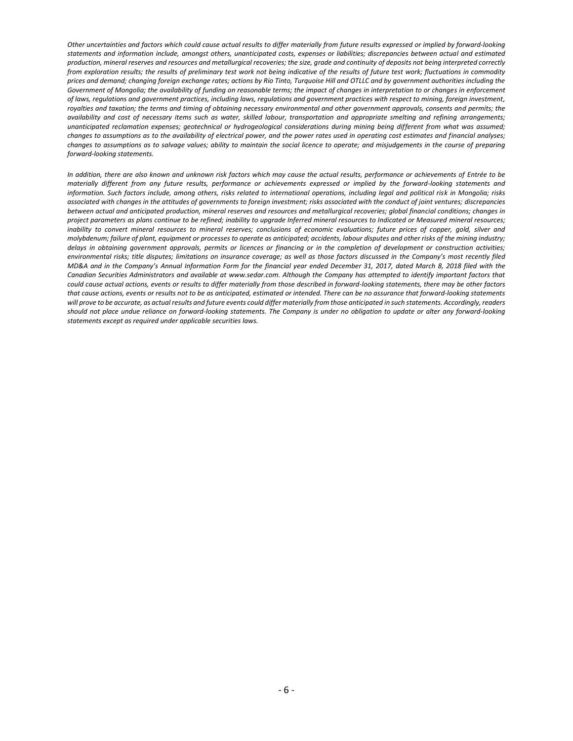*Other uncertainties and factors which could cause actual results to differ materially from future results expressed or implied by forward-looking statements and information include, amongst others, unanticipated costs, expenses or liabilities; discrepancies between actual and estimated production, mineral reserves and resources and metallurgical recoveries; the size, grade and continuity of deposits not being interpreted correctly from exploration results; the results of preliminary test work not being indicative of the results of future test work; fluctuations in commodity prices and demand; changing foreign exchange rates; actions by Rio Tinto, Turquoise Hill and OTLLC and by government authorities including the Government of Mongolia; the availability of funding on reasonable terms; the impact of changes in interpretation to or changes in enforcement of laws, regulations and government practices, including laws, regulations and government practices with respect to mining, foreign investment, royalties and taxation; the terms and timing of obtaining necessary environmental and other government approvals, consents and permits; the availability and cost of necessary items such as water, skilled labour, transportation and appropriate smelting and refining arrangements; unanticipated reclamation expenses; geotechnical or hydrogeological considerations during mining being different from what was assumed; changes to assumptions as to the availability of electrical power, and the power rates used in operating cost estimates and financial analyses; changes to assumptions as to salvage values; ability to maintain the social licence to operate; and misjudgements in the course of preparing forward-looking statements.*

*In addition, there are also known and unknown risk factors which may cause the actual results, performance or achievements of Entrée to be materially different from any future results, performance or achievements expressed or implied by the forward-looking statements and information. Such factors include, among others, risks related to international operations, including legal and political risk in Mongolia; risks associated with changes in the attitudes of governments to foreign investment; risks associated with the conduct of joint ventures; discrepancies between actual and anticipated production, mineral reserves and resources and metallurgical recoveries; global financial conditions; changes in project parameters as plans continue to be refined; inability to upgrade Inferred mineral resources to Indicated or Measured mineral resources; inability to convert mineral resources to mineral reserves; conclusions of economic evaluations; future prices of copper, gold, silver and molybdenum; failure of plant, equipment or processes to operate as anticipated; accidents, labour disputes and other risks of the mining industry; delays in obtaining government approvals, permits or licences or financing or in the completion of development or construction activities; environmental risks; title disputes; limitations on insurance coverage; as well as those factors discussed in the Company's most recently filed MD&A and in the Company's Annual Information Form for the financial year ended December 31, 2017, dated March 8, 2018 filed with the Canadian Securities Administrators and available at www.sedar.com. Although the Company has attempted to identify important factors that could cause actual actions, events or results to differ materially from those described in forward-looking statements, there may be other factors that cause actions, events or results not to be as anticipated, estimated or intended. There can be no assurance that forward-looking statements will prove to be accurate, as actual results and future events could differ materially from those anticipated in such statements. Accordingly, readers should not place undue reliance on forward-looking statements. The Company is under no obligation to update or alter any forward-looking statements except as required under applicable securities laws.*